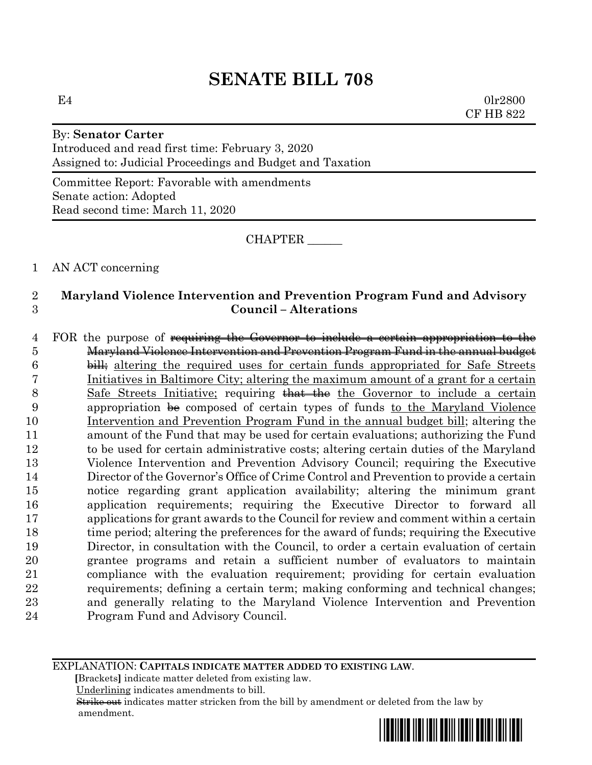# SENATE BILL 708

E4 0lr2800
CF HB 822

By: **Senator Carter**
Introduced and read first time: February 3, 2020
Assigned to: Judicial Proceedings and Budget and Taxation

Committee Report: Favorable with amendments
Senate action: Adopted
Read second time: March 11, 2020

CHAPTER ______

1 AN ACT concerning

2 **Maryland Violence Intervention and Prevention Program Fund and Advisory**
3 **Council – Alterations**

4 FOR the purpose of ~~requiring the Governor to include a certain appropriation to the~~
5 ~~Maryland Violence Intervention and Prevention Program Fund in the annual budget~~
6 ~~bill;~~ <u>altering the required uses for certain funds appropriated for Safe Streets</u>
7 <u>Initiatives in Baltimore City; altering the maximum amount of a grant for a certain</u>
8 <u>Safe Streets Initiative;</u> requiring ~~that the~~ <u>the Governor to include a certain</u>
9 appropriation ~~be~~ composed of certain types of funds <u>to the Maryland Violence</u>
10 <u>Intervention and Prevention Program Fund in the annual budget bill</u>; altering the
11 amount of the Fund that may be used for certain evaluations; authorizing the Fund
12 to be used for certain administrative costs; altering certain duties of the Maryland
13 Violence Intervention and Prevention Advisory Council; requiring the Executive
14 Director of the Governor's Office of Crime Control and Prevention to provide a certain
15 notice regarding grant application availability; altering the minimum grant
16 application requirements; requiring the Executive Director to forward all
17 applications for grant awards to the Council for review and comment within a certain
18 time period; altering the preferences for the award of funds; requiring the Executive
19 Director, in consultation with the Council, to order a certain evaluation of certain
20 grantee programs and retain a sufficient number of evaluators to maintain
21 compliance with the evaluation requirement; providing for certain evaluation
22 requirements; defining a certain term; making conforming and technical changes;
23 and generally relating to the Maryland Violence Intervention and Prevention
24 Program Fund and Advisory Council.

EXPLANATION: **CAPITALS INDICATE MATTER ADDED TO EXISTING LAW.**
**[**Brackets**]** indicate matter deleted from existing law.
<u>Underlining</u> indicates amendments to bill.
~~Strike out~~ indicates matter stricken from the bill by amendment or deleted from the law by amendment.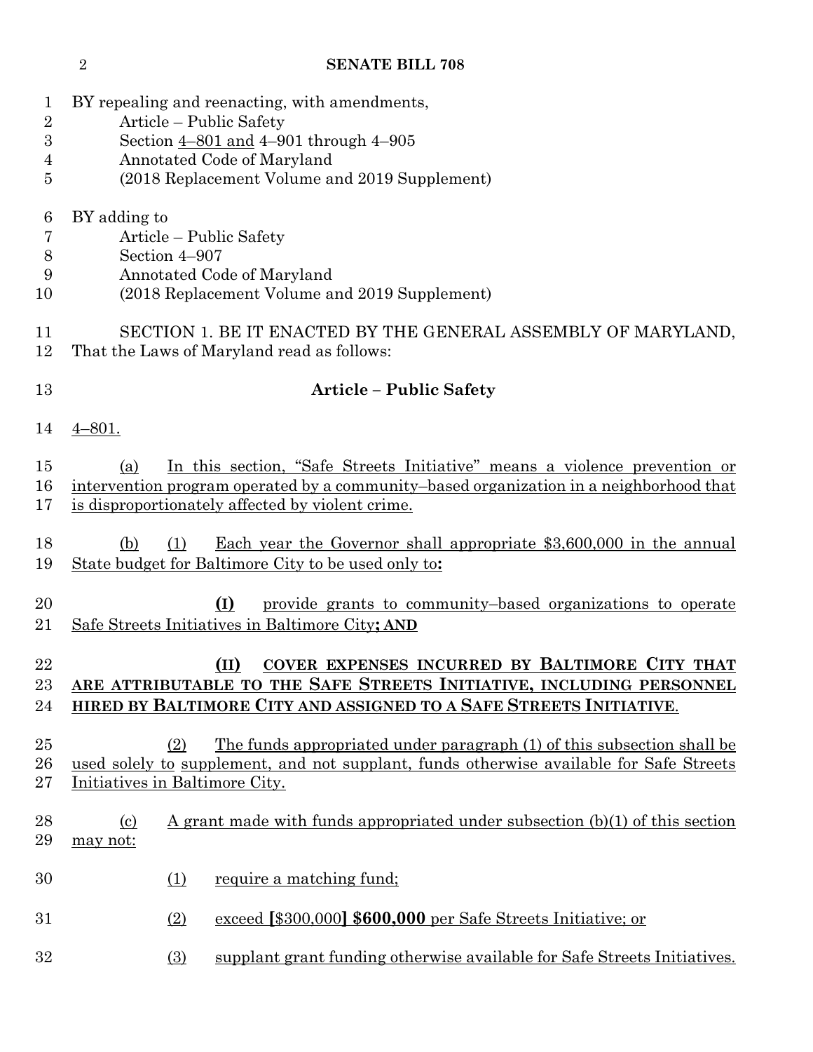BY repealing and reenacting, with amendments,
Article – Public Safety
Section 4–801 and 4–901 through 4–905
Annotated Code of Maryland
(2018 Replacement Volume and 2019 Supplement)

BY adding to
Article – Public Safety
Section 4–907
Annotated Code of Maryland
(2018 Replacement Volume and 2019 Supplement)

SECTION 1. BE IT ENACTED BY THE GENERAL ASSEMBLY OF MARYLAND, That the Laws of Maryland read as follows:

**Article – Public Safety**

4–801.

(a) In this section, "Safe Streets Initiative" means a violence prevention or intervention program operated by a community–based organization in a neighborhood that is disproportionately affected by violent crime.

(b) (1) Each year the Governor shall appropriate $3,600,000 in the annual State budget for Baltimore City to be used only to**:**

**(I)** provide grants to community–based organizations to operate Safe Streets Initiatives in Baltimore City**; AND**

**(II) COVER EXPENSES INCURRED BY BALTIMORE CITY THAT ARE ATTRIBUTABLE TO THE SAFE STREETS INITIATIVE, INCLUDING PERSONNEL HIRED BY BALTIMORE CITY AND ASSIGNED TO A SAFE STREETS INITIATIVE**.

(2) The funds appropriated under paragraph (1) of this subsection shall be used solely to supplement, and not supplant, funds otherwise available for Safe Streets Initiatives in Baltimore City.

(c) A grant made with funds appropriated under subsection (b)(1) of this section may not:

(1) require a matching fund;

(2) exceed **[**$300,000**]** **$600,000** per Safe Streets Initiative; or

(3) supplant grant funding otherwise available for Safe Streets Initiatives.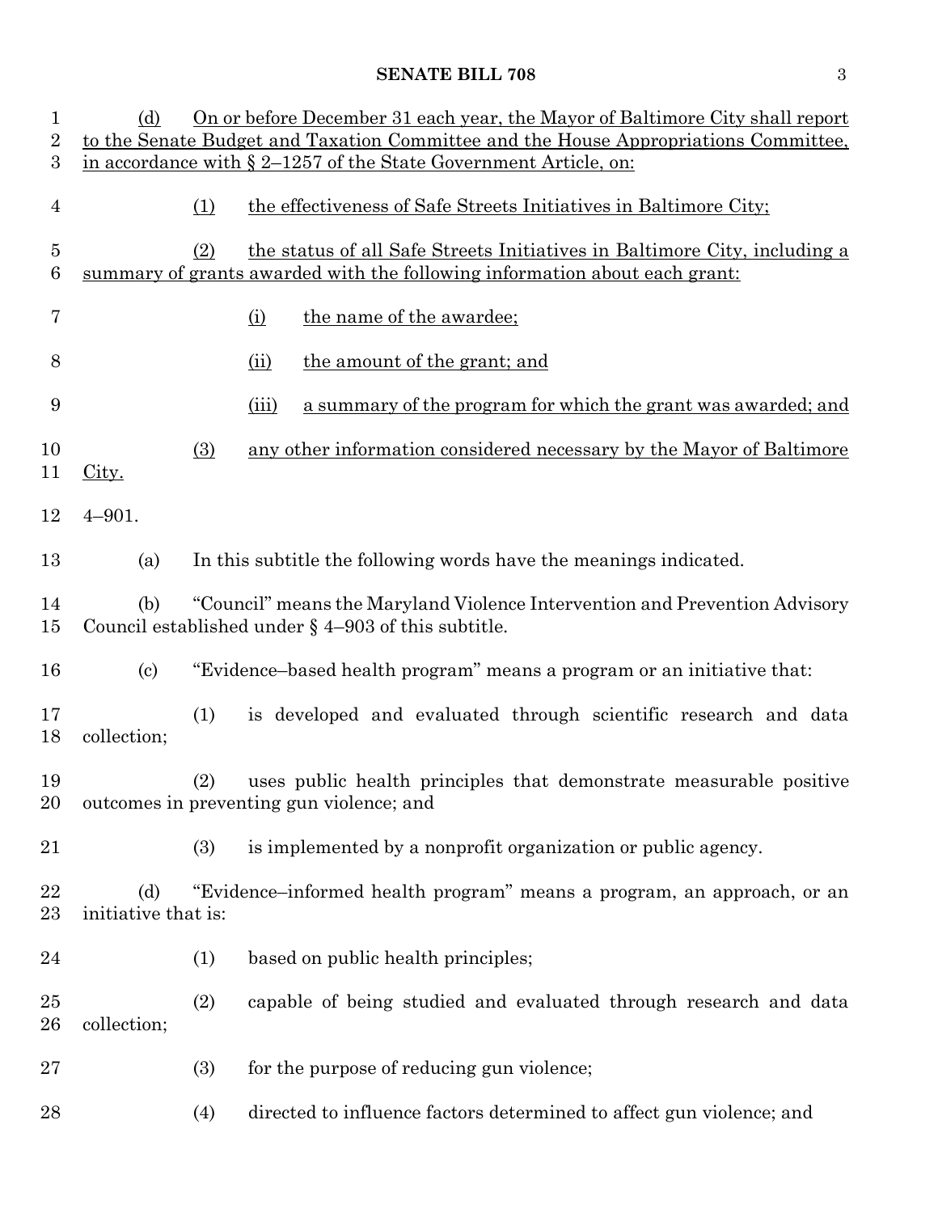(d) On or before December 31 each year, the Mayor of Baltimore City shall report to the Senate Budget and Taxation Committee and the House Appropriations Committee, in accordance with § 2–1257 of the State Government Article, on:

(1) the effectiveness of Safe Streets Initiatives in Baltimore City;

(2) the status of all Safe Streets Initiatives in Baltimore City, including a summary of grants awarded with the following information about each grant:

(i) the name of the awardee;

(ii) the amount of the grant; and

(iii) a summary of the program for which the grant was awarded; and

(3) any other information considered necessary by the Mayor of Baltimore City.

4–901.

(a) In this subtitle the following words have the meanings indicated.

(b) "Council" means the Maryland Violence Intervention and Prevention Advisory Council established under § 4–903 of this subtitle.

(c) "Evidence–based health program" means a program or an initiative that:

(1) is developed and evaluated through scientific research and data collection;

(2) uses public health principles that demonstrate measurable positive outcomes in preventing gun violence; and

(3) is implemented by a nonprofit organization or public agency.

(d) "Evidence–informed health program" means a program, an approach, or an initiative that is:

(1) based on public health principles;

(2) capable of being studied and evaluated through research and data collection;

(3) for the purpose of reducing gun violence;

(4) directed to influence factors determined to affect gun violence; and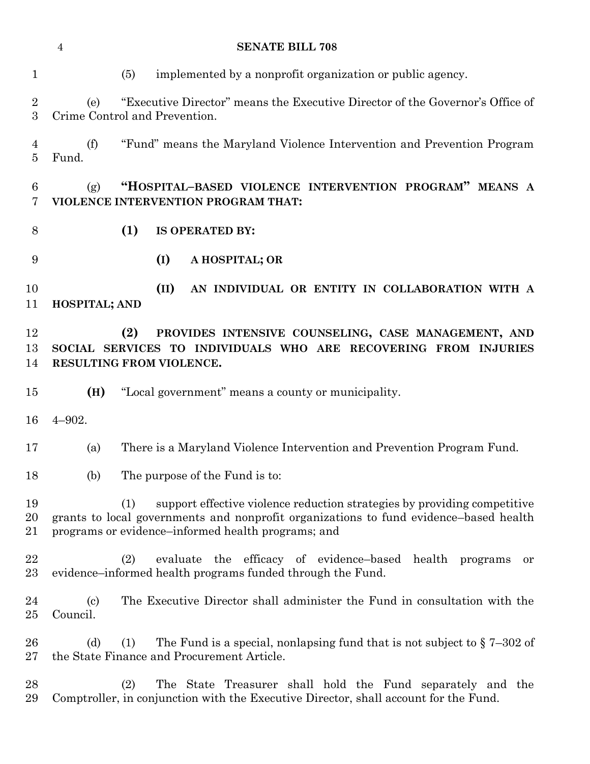(5) implemented by a nonprofit organization or public agency.

(e) "Executive Director" means the Executive Director of the Governor's Office of Crime Control and Prevention.

(f) "Fund" means the Maryland Violence Intervention and Prevention Program Fund.

(g) **"HOSPITAL–BASED VIOLENCE INTERVENTION PROGRAM" MEANS A VIOLENCE INTERVENTION PROGRAM THAT:**

**(1) IS OPERATED BY:**

**(I) A HOSPITAL; OR**

**(II) AN INDIVIDUAL OR ENTITY IN COLLABORATION WITH A HOSPITAL; AND**

**(2) PROVIDES INTENSIVE COUNSELING, CASE MANAGEMENT, AND SOCIAL SERVICES TO INDIVIDUALS WHO ARE RECOVERING FROM INJURIES RESULTING FROM VIOLENCE.**

**(H)** "Local government" means a county or municipality.

4–902.

(a) There is a Maryland Violence Intervention and Prevention Program Fund.

(b) The purpose of the Fund is to:

(1) support effective violence reduction strategies by providing competitive grants to local governments and nonprofit organizations to fund evidence–based health programs or evidence–informed health programs; and

(2) evaluate the efficacy of evidence–based health programs or evidence–informed health programs funded through the Fund.

(c) The Executive Director shall administer the Fund in consultation with the Council.

(d) (1) The Fund is a special, nonlapsing fund that is not subject to § 7–302 of the State Finance and Procurement Article.

(2) The State Treasurer shall hold the Fund separately and the Comptroller, in conjunction with the Executive Director, shall account for the Fund.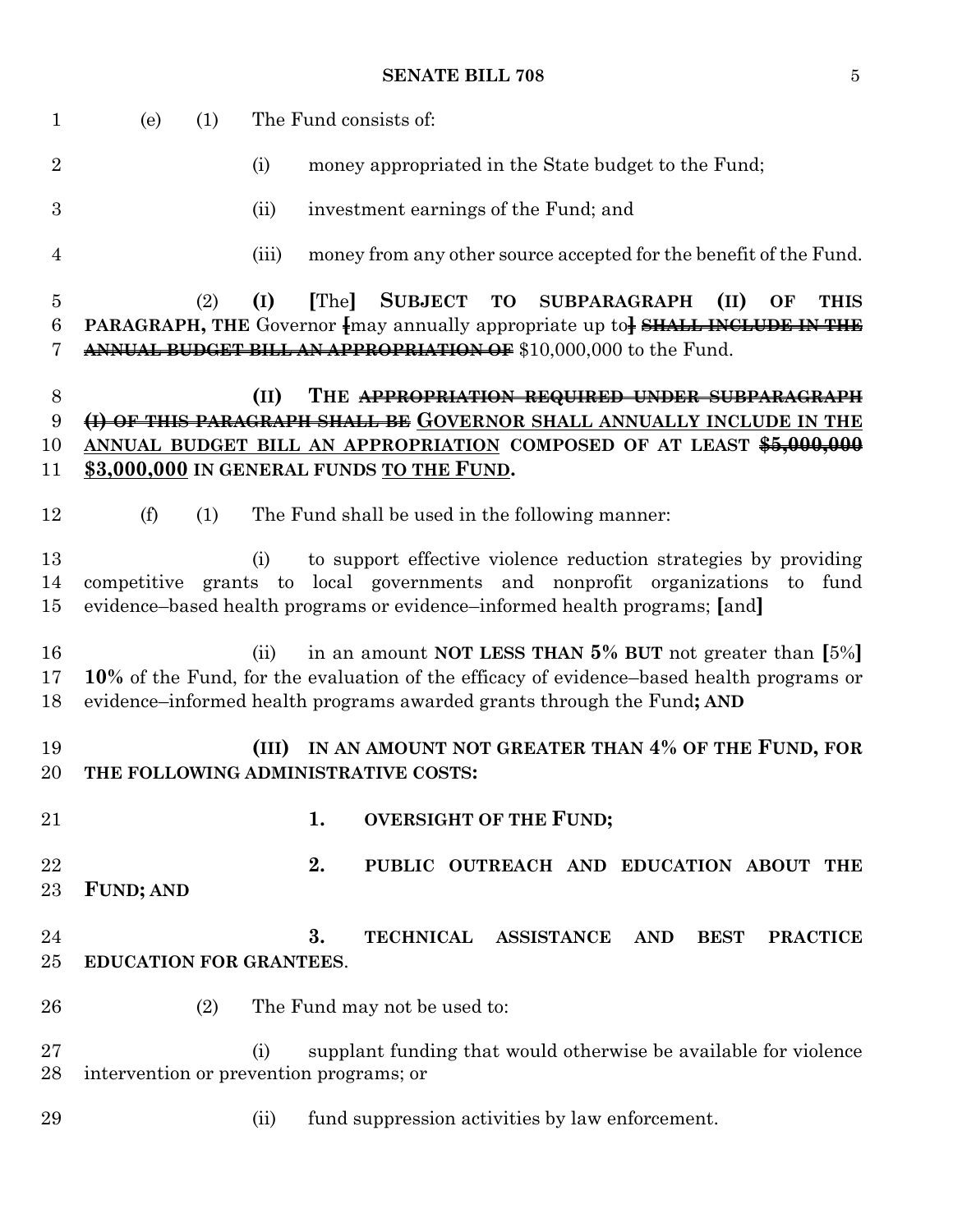(e) (1) The Fund consists of:

(i) money appropriated in the State budget to the Fund;

(ii) investment earnings of the Fund; and

(iii) money from any other source accepted for the benefit of the Fund.

(2) **(I)** [The] **SUBJECT TO SUBPARAGRAPH (II) OF THIS PARAGRAPH, THE** Governor [may annually appropriate up to] ~~**SHALL INCLUDE IN THE ANNUAL BUDGET BILL AN APPROPRIATION OF**~~ $10,000,000 to the Fund.

**(II) THE** ~~**APPROPRIATION REQUIRED UNDER SUBPARAGRAPH (I) OF THIS PARAGRAPH SHALL BE**~~ **GOVERNOR SHALL ANNUALLY INCLUDE IN THE ANNUAL BUDGET BILL AN APPROPRIATION COMPOSED OF AT LEAST** ~~**$5,000,000**~~ **$3,000,000 IN GENERAL FUNDS TO THE FUND.**

(f) (1) The Fund shall be used in the following manner:

(i) to support effective violence reduction strategies by providing competitive grants to local governments and nonprofit organizations to fund evidence–based health programs or evidence–informed health programs; [and]

(ii) in an amount **NOT LESS THAN 5% BUT** not greater than [5%] **10%** of the Fund, for the evaluation of the efficacy of evidence–based health programs or evidence–informed health programs awarded grants through the Fund**; AND**

**(III) IN AN AMOUNT NOT GREATER THAN 4% OF THE FUND, FOR THE FOLLOWING ADMINISTRATIVE COSTS:**

**1. OVERSIGHT OF THE FUND;**

**2. PUBLIC OUTREACH AND EDUCATION ABOUT THE FUND; AND**

**3. TECHNICAL ASSISTANCE AND BEST PRACTICE EDUCATION FOR GRANTEES**.

(2) The Fund may not be used to:

(i) supplant funding that would otherwise be available for violence intervention or prevention programs; or

(ii) fund suppression activities by law enforcement.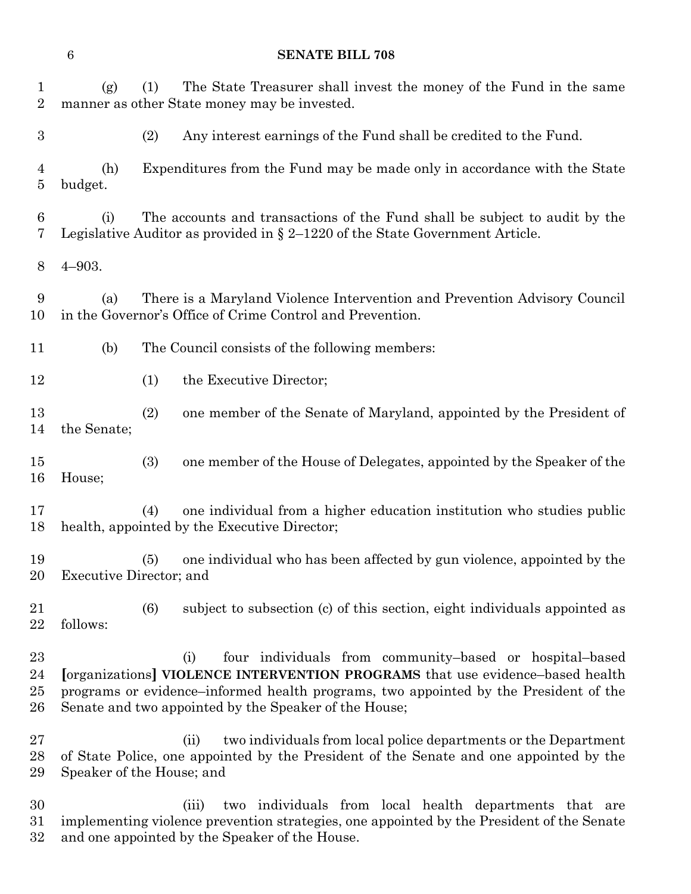(g) (1) The State Treasurer shall invest the money of the Fund in the same manner as other State money may be invested.

(2) Any interest earnings of the Fund shall be credited to the Fund.

(h) Expenditures from the Fund may be made only in accordance with the State budget.

(i) The accounts and transactions of the Fund shall be subject to audit by the Legislative Auditor as provided in § 2–1220 of the State Government Article.

4–903.

(a) There is a Maryland Violence Intervention and Prevention Advisory Council in the Governor's Office of Crime Control and Prevention.

(b) The Council consists of the following members:

(1) the Executive Director;

(2) one member of the Senate of Maryland, appointed by the President of the Senate;

(3) one member of the House of Delegates, appointed by the Speaker of the House;

(4) one individual from a higher education institution who studies public health, appointed by the Executive Director;

(5) one individual who has been affected by gun violence, appointed by the Executive Director; and

(6) subject to subsection (c) of this section, eight individuals appointed as follows:

(i) four individuals from community–based or hospital–based **[**organizations**]** **VIOLENCE INTERVENTION PROGRAMS** that use evidence–based health programs or evidence–informed health programs, two appointed by the President of the Senate and two appointed by the Speaker of the House;

(ii) two individuals from local police departments or the Department of State Police, one appointed by the President of the Senate and one appointed by the Speaker of the House; and

(iii) two individuals from local health departments that are implementing violence prevention strategies, one appointed by the President of the Senate and one appointed by the Speaker of the House.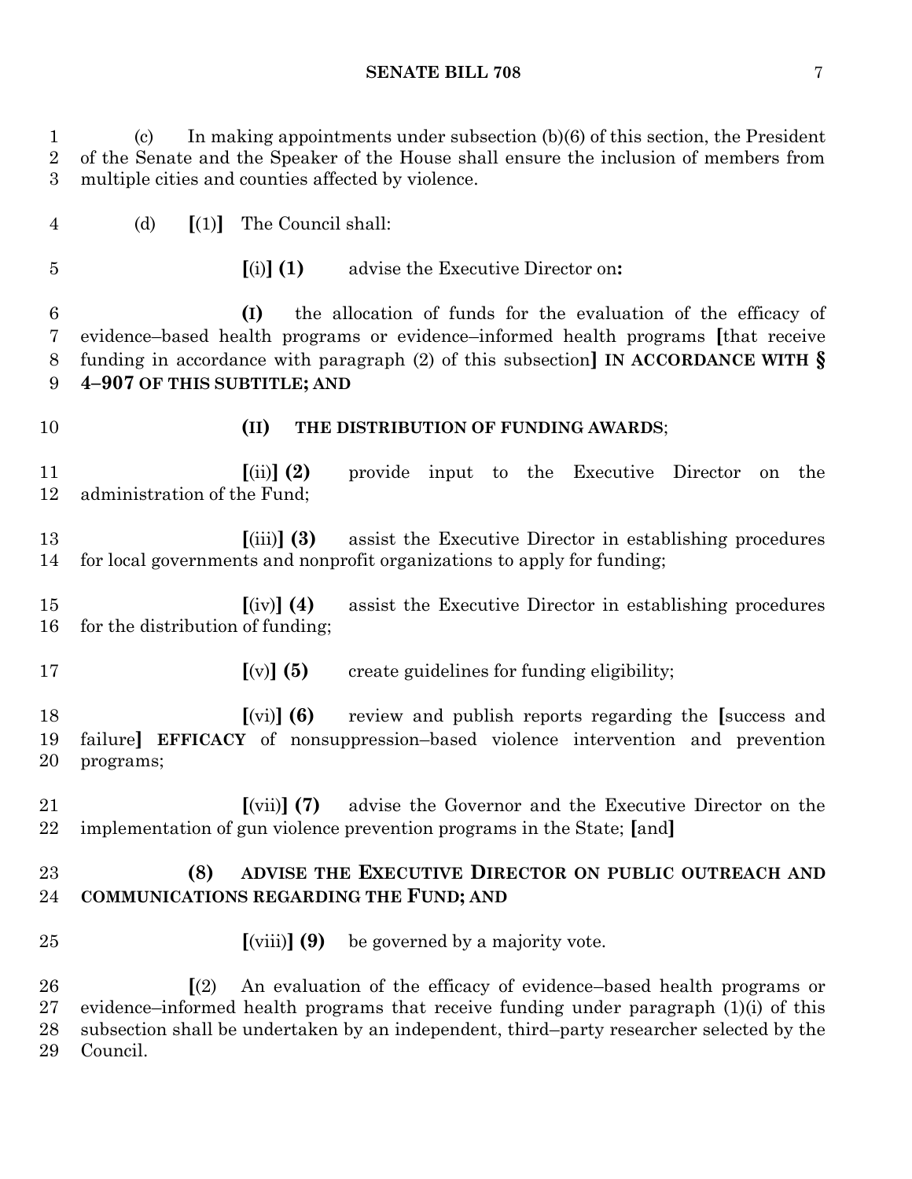(c) In making appointments under subsection (b)(6) of this section, the President of the Senate and the Speaker of the House shall ensure the inclusion of members from multiple cities and counties affected by violence.

(d) [(1)] The Council shall:

[(i)] **(1)** advise the Executive Director on**:**

**(I)** the allocation of funds for the evaluation of the efficacy of evidence–based health programs or evidence–informed health programs [that receive funding in accordance with paragraph (2) of this subsection] **IN ACCORDANCE WITH § 4–907 OF THIS SUBTITLE; AND**

**(II) THE DISTRIBUTION OF FUNDING AWARDS**;

[(ii)] **(2)** provide input to the Executive Director on the administration of the Fund;

[(iii)] **(3)** assist the Executive Director in establishing procedures for local governments and nonprofit organizations to apply for funding;

[(iv)] **(4)** assist the Executive Director in establishing procedures for the distribution of funding;

[(v)] **(5)** create guidelines for funding eligibility;

[(vi)] **(6)** review and publish reports regarding the [success and failure] **EFFICACY** of nonsuppression–based violence intervention and prevention programs;

[(vii)] **(7)** advise the Governor and the Executive Director on the implementation of gun violence prevention programs in the State; [and]

**(8) ADVISE THE EXECUTIVE DIRECTOR ON PUBLIC OUTREACH AND COMMUNICATIONS REGARDING THE FUND; AND**

[(viii)] **(9)** be governed by a majority vote.

[(2) An evaluation of the efficacy of evidence–based health programs or evidence–informed health programs that receive funding under paragraph (1)(i) of this subsection shall be undertaken by an independent, third–party researcher selected by the Council.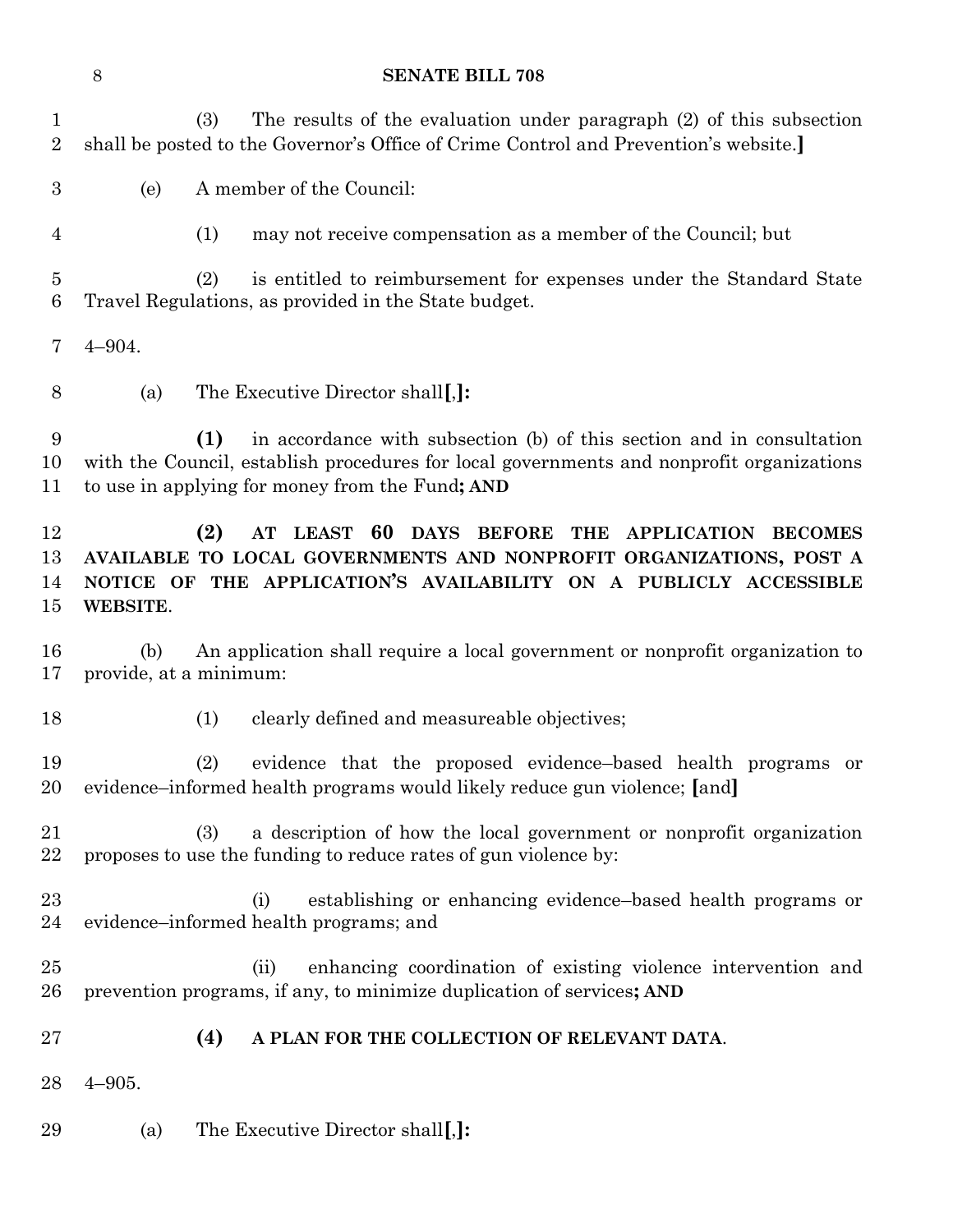(3) The results of the evaluation under paragraph (2) of this subsection shall be posted to the Governor's Office of Crime Control and Prevention's website.]

(e) A member of the Council:

(1) may not receive compensation as a member of the Council; but

(2) is entitled to reimbursement for expenses under the Standard State Travel Regulations, as provided in the State budget.

4–904.

(a) The Executive Director shall**[**,**]:**

**(1)** in accordance with subsection (b) of this section and in consultation with the Council, establish procedures for local governments and nonprofit organizations to use in applying for money from the Fund**; AND**

**(2) AT LEAST 60 DAYS BEFORE THE APPLICATION BECOMES AVAILABLE TO LOCAL GOVERNMENTS AND NONPROFIT ORGANIZATIONS, POST A NOTICE OF THE APPLICATION'S AVAILABILITY ON A PUBLICLY ACCESSIBLE WEBSITE**.

(b) An application shall require a local government or nonprofit organization to provide, at a minimum:

(1) clearly defined and measureable objectives;

(2) evidence that the proposed evidence–based health programs or evidence–informed health programs would likely reduce gun violence; **[**and**]**

(3) a description of how the local government or nonprofit organization proposes to use the funding to reduce rates of gun violence by:

(i) establishing or enhancing evidence–based health programs or evidence–informed health programs; and

(ii) enhancing coordination of existing violence intervention and prevention programs, if any, to minimize duplication of services**; AND**

**(4) A PLAN FOR THE COLLECTION OF RELEVANT DATA**.

4–905.

(a) The Executive Director shall**[**,**]:**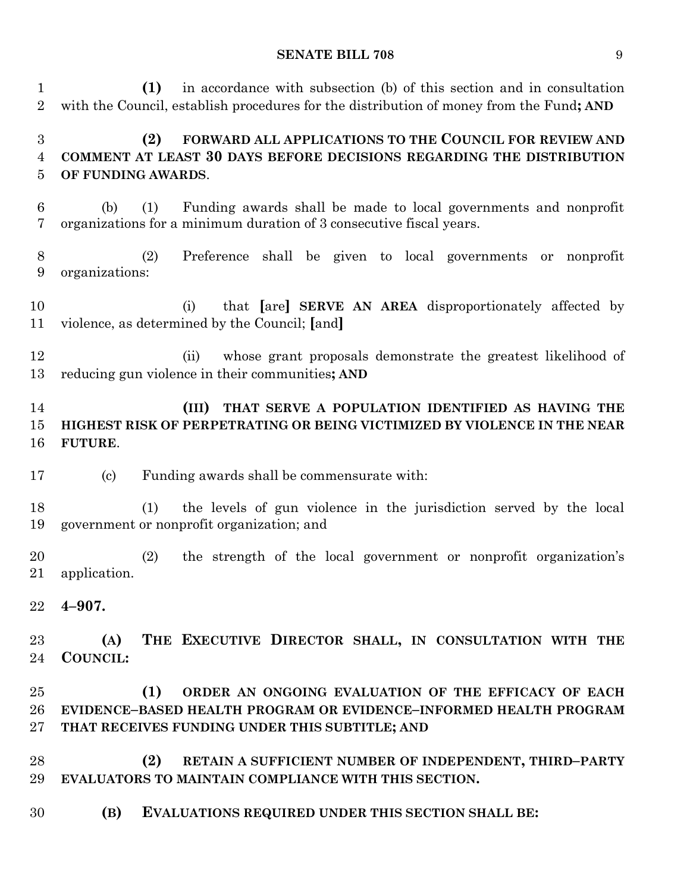**(1)** in accordance with subsection (b) of this section and in consultation with the Council, establish procedures for the distribution of money from the Fund**; AND**

**(2) FORWARD ALL APPLICATIONS TO THE COUNCIL FOR REVIEW AND COMMENT AT LEAST 30 DAYS BEFORE DECISIONS REGARDING THE DISTRIBUTION OF FUNDING AWARDS**.

(b) (1) Funding awards shall be made to local governments and nonprofit organizations for a minimum duration of 3 consecutive fiscal years.

(2) Preference shall be given to local governments or nonprofit organizations:

(i) that **[**are**]** **SERVE AN AREA** disproportionately affected by violence, as determined by the Council; **[**and**]**

(ii) whose grant proposals demonstrate the greatest likelihood of reducing gun violence in their communities**; AND**

**(III) THAT SERVE A POPULATION IDENTIFIED AS HAVING THE HIGHEST RISK OF PERPETRATING OR BEING VICTIMIZED BY VIOLENCE IN THE NEAR FUTURE**.

(c) Funding awards shall be commensurate with:

(1) the levels of gun violence in the jurisdiction served by the local government or nonprofit organization; and

(2) the strength of the local government or nonprofit organization's application.

**4–907.**

**(A) THE EXECUTIVE DIRECTOR SHALL, IN CONSULTATION WITH THE COUNCIL:**

**(1) ORDER AN ONGOING EVALUATION OF THE EFFICACY OF EACH EVIDENCE–BASED HEALTH PROGRAM OR EVIDENCE–INFORMED HEALTH PROGRAM THAT RECEIVES FUNDING UNDER THIS SUBTITLE; AND**

**(2) RETAIN A SUFFICIENT NUMBER OF INDEPENDENT, THIRD–PARTY EVALUATORS TO MAINTAIN COMPLIANCE WITH THIS SECTION.**

**(B) EVALUATIONS REQUIRED UNDER THIS SECTION SHALL BE:**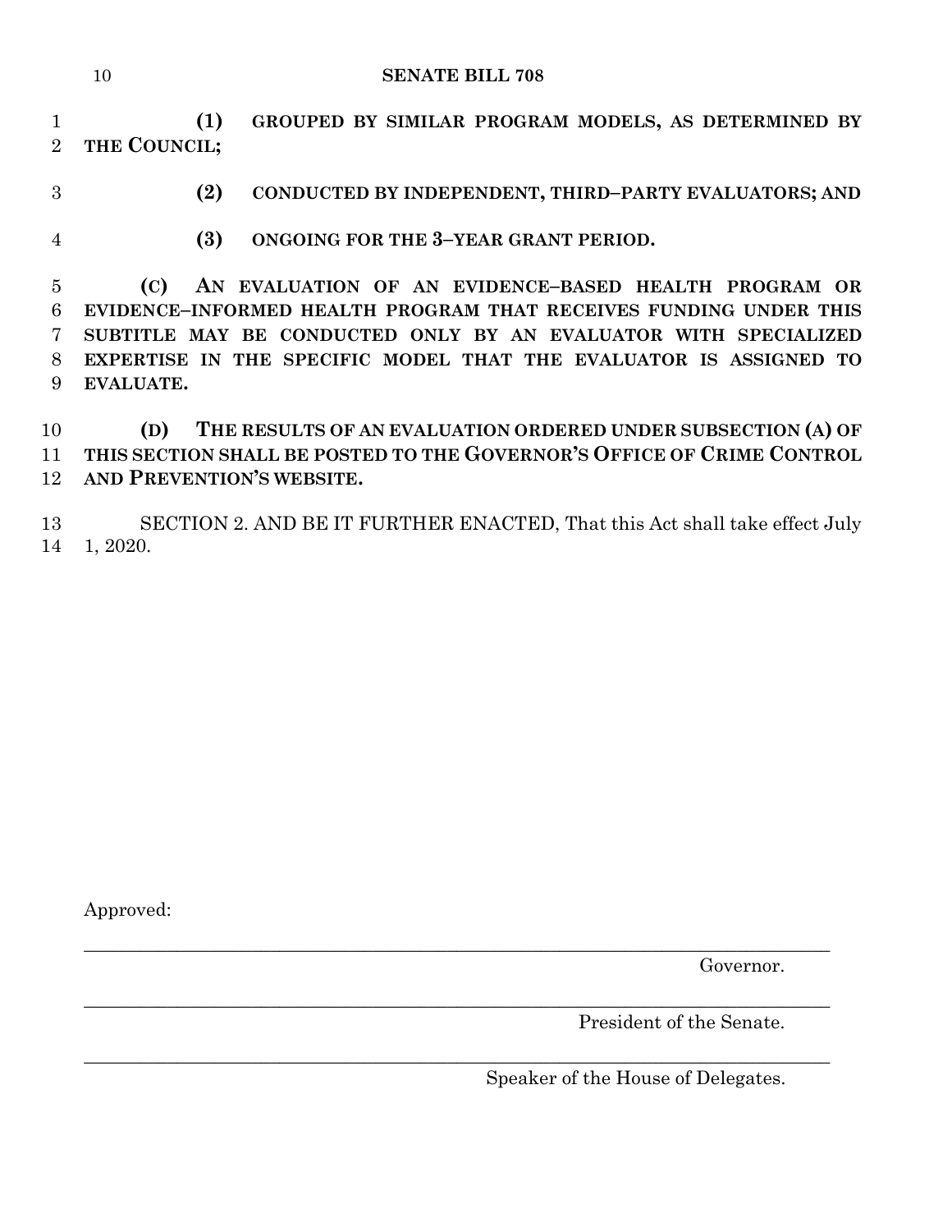**(1) GROUPED BY SIMILAR PROGRAM MODELS, AS DETERMINED BY THE COUNCIL;**

**(2) CONDUCTED BY INDEPENDENT, THIRD–PARTY EVALUATORS; AND**

**(3) ONGOING FOR THE 3–YEAR GRANT PERIOD.**

**(C) AN EVALUATION OF AN EVIDENCE–BASED HEALTH PROGRAM OR EVIDENCE–INFORMED HEALTH PROGRAM THAT RECEIVES FUNDING UNDER THIS SUBTITLE MAY BE CONDUCTED ONLY BY AN EVALUATOR WITH SPECIALIZED EXPERTISE IN THE SPECIFIC MODEL THAT THE EVALUATOR IS ASSIGNED TO EVALUATE.**

**(D) THE RESULTS OF AN EVALUATION ORDERED UNDER SUBSECTION (A) OF THIS SECTION SHALL BE POSTED TO THE GOVERNOR'S OFFICE OF CRIME CONTROL AND PREVENTION'S WEBSITE.**

SECTION 2. AND BE IT FURTHER ENACTED, That this Act shall take effect July 1, 2020.

Approved:

\_\_\_\_\_\_\_\_\_\_\_\_\_\_\_\_\_\_\_\_\_\_\_\_\_\_\_\_\_\_\_\_\_\_\_\_\_\_\_\_\_\_\_\_\_\_\_\_\_\_\_\_\_\_\_\_\_\_\_\_

Governor.

\_\_\_\_\_\_\_\_\_\_\_\_\_\_\_\_\_\_\_\_\_\_\_\_\_\_\_\_\_\_\_\_\_\_\_\_\_\_\_\_\_\_\_\_\_\_\_\_\_\_\_\_\_\_\_\_\_\_\_\_

President of the Senate.

\_\_\_\_\_\_\_\_\_\_\_\_\_\_\_\_\_\_\_\_\_\_\_\_\_\_\_\_\_\_\_\_\_\_\_\_\_\_\_\_\_\_\_\_\_\_\_\_\_\_\_\_\_\_\_\_\_\_\_\_

Speaker of the House of Delegates.